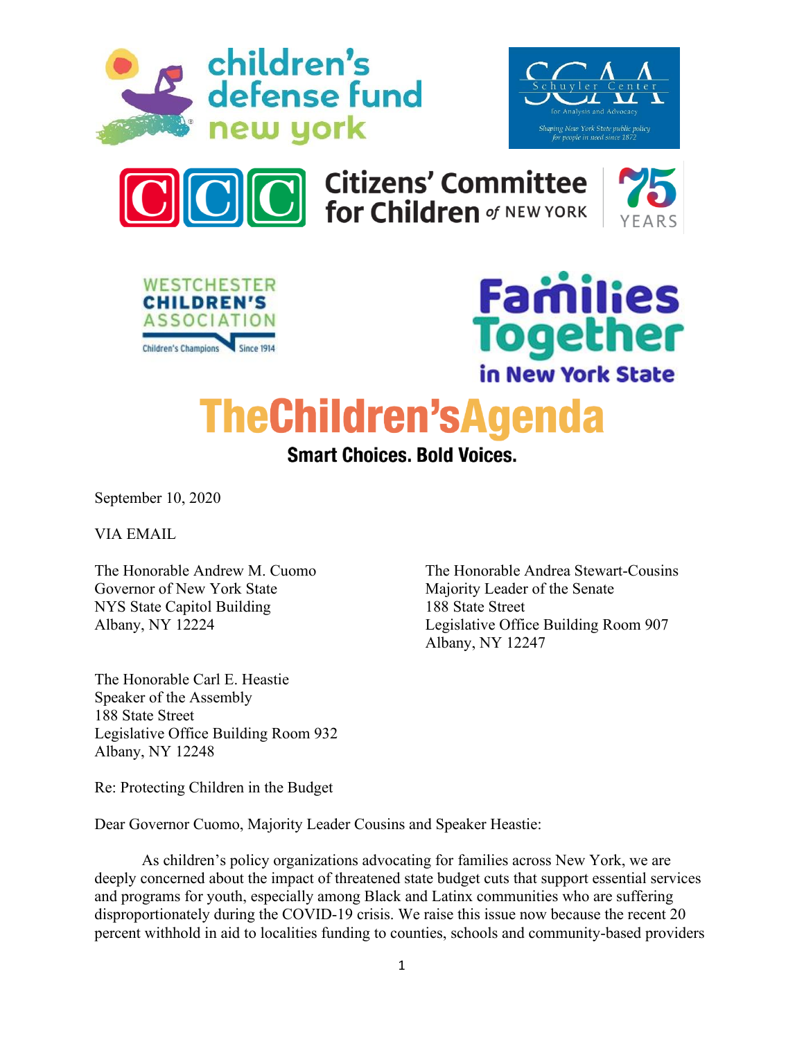children's defense fund new york

Schuyler Center for Analysis and Advocacy — Shaping New York State public policy for people in need since 1872

Citizens' Committee for Children of NEW YORK — 75 YEARS

WESTCHESTER CHILDREN'S ASSOCIATION — Children's Champions Since 1914

Families Together in New York State

TheChildren'sAgenda — Smart Choices. Bold Voices.

September 10, 2020

VIA EMAIL

The Honorable Andrew M. Cuomo
Governor of New York State
NYS State Capitol Building
Albany, NY 12224

The Honorable Andrea Stewart-Cousins
Majority Leader of the Senate
188 State Street
Legislative Office Building Room 907
Albany, NY 12247

The Honorable Carl E. Heastie
Speaker of the Assembly
188 State Street
Legislative Office Building Room 932
Albany, NY 12248

Re: Protecting Children in the Budget

Dear Governor Cuomo, Majority Leader Cousins and Speaker Heastie:

As children's policy organizations advocating for families across New York, we are deeply concerned about the impact of threatened state budget cuts that support essential services and programs for youth, especially among Black and Latinx communities who are suffering disproportionately during the COVID-19 crisis. We raise this issue now because the recent 20 percent withhold in aid to localities funding to counties, schools and community-based providers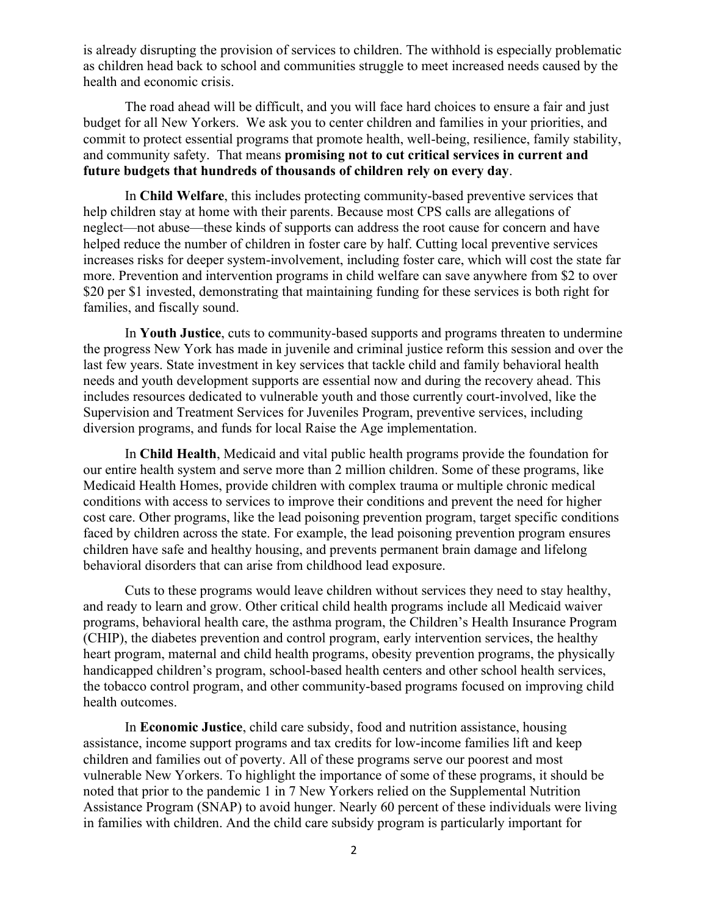is already disrupting the provision of services to children. The withhold is especially problematic as children head back to school and communities struggle to meet increased needs caused by the health and economic crisis.

The road ahead will be difficult, and you will face hard choices to ensure a fair and just budget for all New Yorkers. We ask you to center children and families in your priorities, and commit to protect essential programs that promote health, well-being, resilience, family stability, and community safety. That means **promising not to cut critical services in current and future budgets that hundreds of thousands of children rely on every day**.

In **Child Welfare**, this includes protecting community-based preventive services that help children stay at home with their parents. Because most CPS calls are allegations of neglect—not abuse—these kinds of supports can address the root cause for concern and have helped reduce the number of children in foster care by half. Cutting local preventive services increases risks for deeper system-involvement, including foster care, which will cost the state far more. Prevention and intervention programs in child welfare can save anywhere from $2 to over $20 per $1 invested, demonstrating that maintaining funding for these services is both right for families, and fiscally sound.

In **Youth Justice**, cuts to community-based supports and programs threaten to undermine the progress New York has made in juvenile and criminal justice reform this session and over the last few years. State investment in key services that tackle child and family behavioral health needs and youth development supports are essential now and during the recovery ahead. This includes resources dedicated to vulnerable youth and those currently court-involved, like the Supervision and Treatment Services for Juveniles Program, preventive services, including diversion programs, and funds for local Raise the Age implementation.

In **Child Health**, Medicaid and vital public health programs provide the foundation for our entire health system and serve more than 2 million children. Some of these programs, like Medicaid Health Homes, provide children with complex trauma or multiple chronic medical conditions with access to services to improve their conditions and prevent the need for higher cost care. Other programs, like the lead poisoning prevention program, target specific conditions faced by children across the state. For example, the lead poisoning prevention program ensures children have safe and healthy housing, and prevents permanent brain damage and lifelong behavioral disorders that can arise from childhood lead exposure.

Cuts to these programs would leave children without services they need to stay healthy, and ready to learn and grow. Other critical child health programs include all Medicaid waiver programs, behavioral health care, the asthma program, the Children's Health Insurance Program (CHIP), the diabetes prevention and control program, early intervention services, the healthy heart program, maternal and child health programs, obesity prevention programs, the physically handicapped children's program, school-based health centers and other school health services, the tobacco control program, and other community-based programs focused on improving child health outcomes.

In **Economic Justice**, child care subsidy, food and nutrition assistance, housing assistance, income support programs and tax credits for low-income families lift and keep children and families out of poverty. All of these programs serve our poorest and most vulnerable New Yorkers. To highlight the importance of some of these programs, it should be noted that prior to the pandemic 1 in 7 New Yorkers relied on the Supplemental Nutrition Assistance Program (SNAP) to avoid hunger. Nearly 60 percent of these individuals were living in families with children. And the child care subsidy program is particularly important for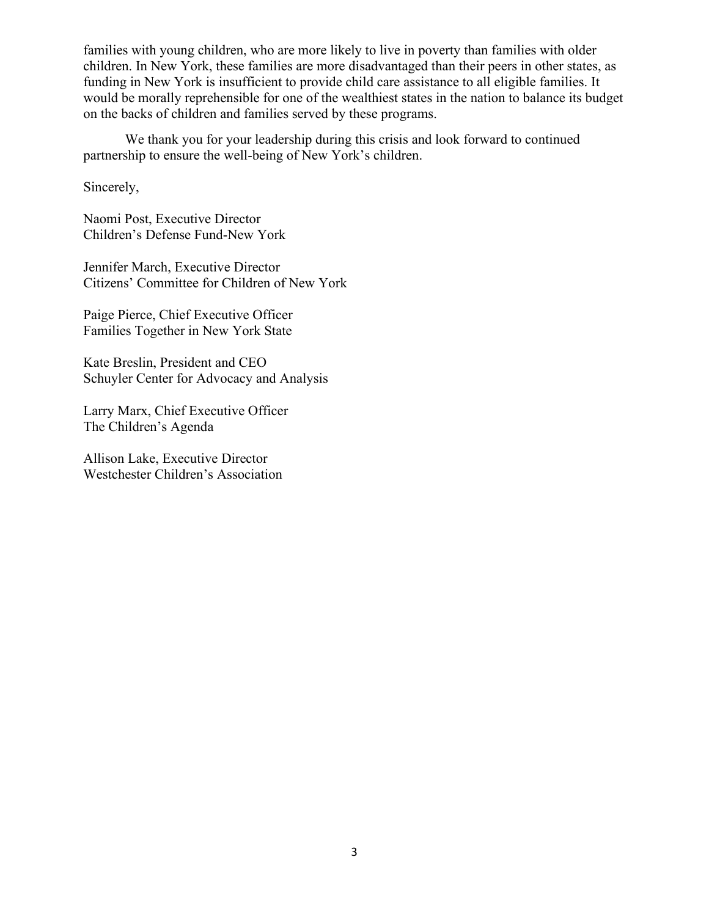families with young children, who are more likely to live in poverty than families with older children. In New York, these families are more disadvantaged than their peers in other states, as funding in New York is insufficient to provide child care assistance to all eligible families. It would be morally reprehensible for one of the wealthiest states in the nation to balance its budget on the backs of children and families served by these programs.

We thank you for your leadership during this crisis and look forward to continued partnership to ensure the well-being of New York's children.

Sincerely,

Naomi Post, Executive Director
Children's Defense Fund-New York

Jennifer March, Executive Director
Citizens' Committee for Children of New York

Paige Pierce, Chief Executive Officer
Families Together in New York State

Kate Breslin, President and CEO
Schuyler Center for Advocacy and Analysis

Larry Marx, Chief Executive Officer
The Children's Agenda

Allison Lake, Executive Director
Westchester Children's Association